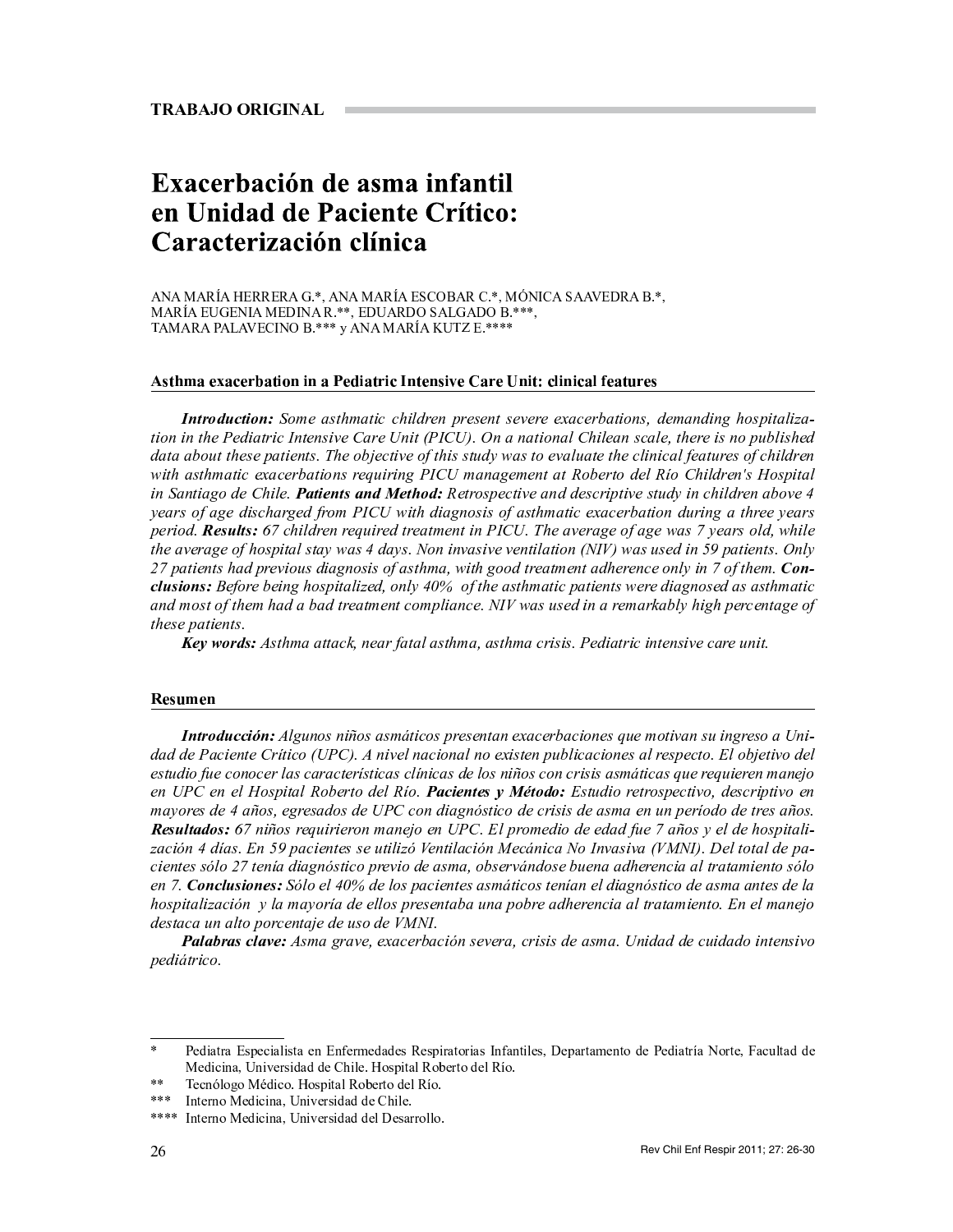**TRABAJO ORIGINAL**

# Exacerbación de asma infantil en Unidad de Paciente Crítico: Caracterización clínica

ANA MARÍA HERRERA G.*, ANA MARÍA ESCOBAR C.*, MÓNICA SAAVEDRA B.*, MARÍA EUGENIA MEDINA R.**, EDUARDO SALGADO B.***, TAMARA PALAVECINO B.*** y ANA MARÍA KUTZ E.****

## Asthma exacerbation in a Pediatric Intensive Care Unit: clinical features

***Introduction:*** *Some asthmatic children present severe exacerbations, demanding hospitalization in the Pediatric Intensive Care Unit (PICU). On a national Chilean scale, there is no published data about these patients. The objective of this study was to evaluate the clinical features of children with asthmatic exacerbations requiring PICU management at Roberto del Río Children's Hospital in Santiago de Chile.* ***Patients and Method:*** *Retrospective and descriptive study in children above 4 years of age discharged from PICU with diagnosis of asthmatic exacerbation during a three years period.* ***Results:*** *67 children required treatment in PICU. The average of age was 7 years old, while the average of hospital stay was 4 days. Non invasive ventilation (NIV) was used in 59 patients. Only 27 patients had previous diagnosis of asthma, with good treatment adherence only in 7 of them.* ***Conclusions:*** *Before being hospitalized, only 40% of the asthmatic patients were diagnosed as asthmatic and most of them had a bad treatment compliance. NIV was used in a remarkably high percentage of these patients.*

***Key words:*** *Asthma attack, near fatal asthma, asthma crisis. Pediatric intensive care unit.*

## Resumen

***Introducción:*** *Algunos niños asmáticos presentan exacerbaciones que motivan su ingreso a Unidad de Paciente Crítico (UPC). A nivel nacional no existen publicaciones al respecto. El objetivo del estudio fue conocer las características clínicas de los niños con crisis asmáticas que requieren manejo en UPC en el Hospital Roberto del Río.* ***Pacientes y Método:*** *Estudio retrospectivo, descriptivo en mayores de 4 años, egresados de UPC con diagnóstico de crisis de asma en un período de tres años.* ***Resultados:*** *67 niños requirieron manejo en UPC. El promedio de edad fue 7 años y el de hospitalización 4 días. En 59 pacientes se utilizó Ventilación Mecánica No Invasiva (VMNI). Del total de pacientes sólo 27 tenía diagnóstico previo de asma, observándose buena adherencia al tratamiento sólo en 7.* ***Conclusiones:*** *Sólo el 40% de los pacientes asmáticos tenían el diagnóstico de asma antes de la hospitalización y la mayoría de ellos presentaba una pobre adherencia al tratamiento. En el manejo destaca un alto porcentaje de uso de VMNI.*

***Palabras clave:*** *Asma grave, exacerbación severa, crisis de asma. Unidad de cuidado intensivo pediátrico.*

---

\* Pediatra Especialista en Enfermedades Respiratorias Infantiles, Departamento de Pediatría Norte, Facultad de Medicina, Universidad de Chile. Hospital Roberto del Río.

\** Tecnólogo Médico. Hospital Roberto del Río.

\*** Interno Medicina, Universidad de Chile.

\**** Interno Medicina, Universidad del Desarrollo.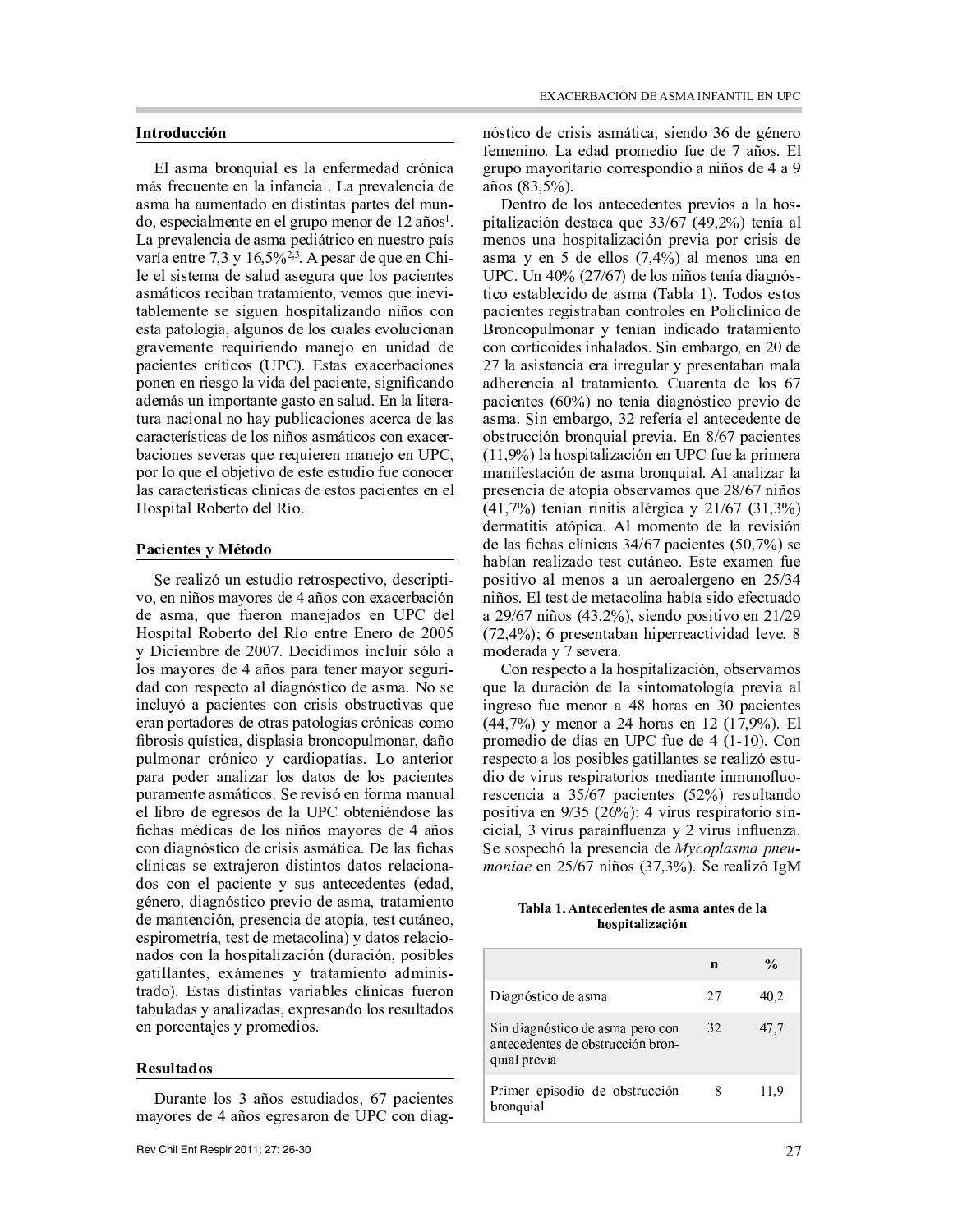## Introducción

El asma bronquial es la enfermedad crónica más frecuente en la infancia[1]. La prevalencia de asma ha aumentado en distintas partes del mundo, especialmente en el grupo menor de 12 años[1]. La prevalencia de asma pediátrico en nuestro país varía entre 7,3 y 16,5%[2,3]. A pesar de que en Chile el sistema de salud asegura que los pacientes asmáticos reciban tratamiento, vemos que inevitablemente se siguen hospitalizando niños con esta patología, algunos de los cuales evolucionan gravemente requiriendo manejo en unidad de pacientes críticos (UPC). Estas exacerbaciones ponen en riesgo la vida del paciente, significando además un importante gasto en salud. En la literatura nacional no hay publicaciones acerca de las características de los niños asmáticos con exacerbaciones severas que requieren manejo en UPC, por lo que el objetivo de este estudio fue conocer las características clínicas de estos pacientes en el Hospital Roberto del Río.

## Pacientes y Método

Se realizó un estudio retrospectivo, descriptivo, en niños mayores de 4 años con exacerbación de asma, que fueron manejados en UPC del Hospital Roberto del Río entre Enero de 2005 y Diciembre de 2007. Decidimos incluir sólo a los mayores de 4 años para tener mayor seguridad con respecto al diagnóstico de asma. No se incluyó a pacientes con crisis obstructivas que eran portadores de otras patologías crónicas como fibrosis quística, displasia broncopulmonar, daño pulmonar crónico y cardiopatías. Lo anterior para poder analizar los datos de los pacientes puramente asmáticos. Se revisó en forma manual el libro de egresos de la UPC obteniéndose las fichas médicas de los niños mayores de 4 años con diagnóstico de crisis asmática. De las fichas clínicas se extrajeron distintos datos relacionados con el paciente y sus antecedentes (edad, género, diagnóstico previo de asma, tratamiento de mantención, presencia de atopía, test cutáneo, espirometría, test de metacolina) y datos relacionados con la hospitalización (duración, posibles gatillantes, exámenes y tratamiento administrado). Estas distintas variables clínicas fueron tabuladas y analizadas, expresando los resultados en porcentajes y promedios.

## Resultados

Durante los 3 años estudiados, 67 pacientes mayores de 4 años egresaron de UPC con diagnóstico de crisis asmática, siendo 36 de género femenino. La edad promedio fue de 7 años. El grupo mayoritario correspondió a niños de 4 a 9 años (83,5%).

Dentro de los antecedentes previos a la hospitalización destaca que 33/67 (49,2%) tenía al menos una hospitalización previa por crisis de asma y en 5 de ellos (7,4%) al menos una en UPC. Un 40% (27/67) de los niños tenía diagnóstico establecido de asma (Tabla 1). Todos estos pacientes registraban controles en Policlínico de Broncopulmonar y tenían indicado tratamiento con corticoides inhalados. Sin embargo, en 20 de 27 la asistencia era irregular y presentaban mala adherencia al tratamiento. Cuarenta de los 67 pacientes (60%) no tenía diagnóstico previo de asma. Sin embargo, 32 refería el antecedente de obstrucción bronquial previa. En 8/67 pacientes (11,9%) la hospitalización en UPC fue la primera manifestación de asma bronquial. Al analizar la presencia de atopía observamos que 28/67 niños (41,7%) tenían rinitis alérgica y 21/67 (31,3%) dermatitis atópica. Al momento de la revisión de las fichas clínicas 34/67 pacientes (50,7%) se habían realizado test cutáneo. Este examen fue positivo al menos a un aeroalergeno en 25/34 niños. El test de metacolina había sido efectuado a 29/67 niños (43,2%), siendo positivo en 21/29 (72,4%); 6 presentaban hiperreactividad leve, 8 moderada y 7 severa.

Con respecto a la hospitalización, observamos que la duración de la sintomatología previa al ingreso fue menor a 48 horas en 30 pacientes (44,7%) y menor a 24 horas en 12 (17,9%). El promedio de días en UPC fue de 4 (1-10). Con respecto a los posibles gatillantes se realizó estudio de virus respiratorios mediante inmunofluorescencia a 35/67 pacientes (52%) resultando positiva en 9/35 (26%): 4 virus respiratorio sincicial, 3 virus parainfluenza y 2 virus influenza. Se sospechó la presencia de *Mycoplasma pneumoniae* en 25/67 niños (37,3%). Se realizó IgM

**Tabla 1. Antecedentes de asma antes de la hospitalización**

| | n | % |
|---|---|---|
| Diagnóstico de asma | 27 | 40,2 |
| Sin diagnóstico de asma pero con antecedentes de obstrucción bronquial previa | 32 | 47,7 |
| Primer episodio de obstrucción bronquial | 8 | 11,9 |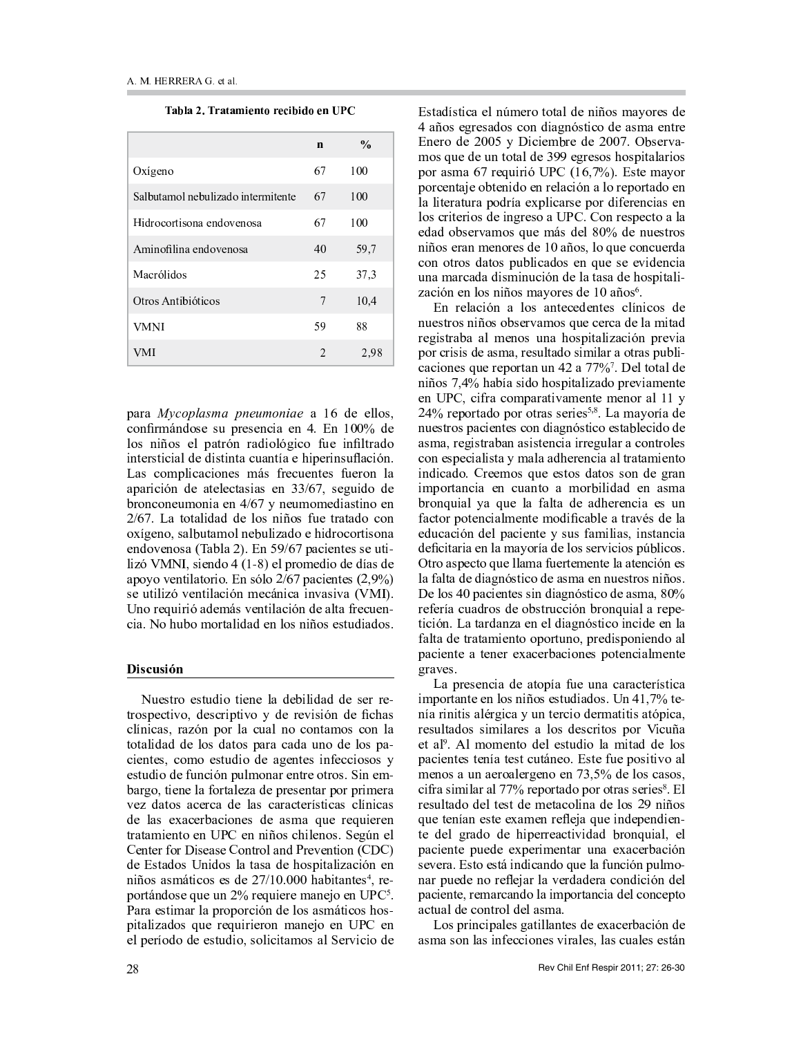**Tabla 2. Tratamiento recibido en UPC**

| | n | % |
|---|---|---|
| Oxígeno | 67 | 100 |
| Salbutamol nebulizado intermitente | 67 | 100 |
| Hidrocortisona endovenosa | 67 | 100 |
| Aminofilina endovenosa | 40 | 59,7 |
| Macrólidos | 25 | 37,3 |
| Otros Antibióticos | 7 | 10,4 |
| VMNI | 59 | 88 |
| VMI | 2 | 2,98 |

para *Mycoplasma pneumoniae* a 16 de ellos, confirmándose su presencia en 4. En 100% de los niños el patrón radiológico fue infiltrado intersticial de distinta cuantía e hiperinsuflación. Las complicaciones más frecuentes fueron la aparición de atelectasias en 33/67, seguido de bronconeumonia en 4/67 y neumomediastino en 2/67. La totalidad de los niños fue tratado con oxígeno, salbutamol nebulizado e hidrocortisona endovenosa (Tabla 2). En 59/67 pacientes se utilizó VMNI, siendo 4 (1-8) el promedio de días de apoyo ventilatorio. En sólo 2/67 pacientes (2,9%) se utilizó ventilación mecánica invasiva (VMI). Uno requirió además ventilación de alta frecuencia. No hubo mortalidad en los niños estudiados.

## Discusión

Nuestro estudio tiene la debilidad de ser retrospectivo, descriptivo y de revisión de fichas clínicas, razón por la cual no contamos con la totalidad de los datos para cada uno de los pacientes, como estudio de agentes infecciosos y estudio de función pulmonar entre otros. Sin embargo, tiene la fortaleza de presentar por primera vez datos acerca de las características clínicas de las exacerbaciones de asma que requieren tratamiento en UPC en niños chilenos. Según el Center for Disease Control and Prevention (CDC) de Estados Unidos la tasa de hospitalización en niños asmáticos es de 27/10.000 habitantes[4], reportándose que un 2% requiere manejo en UPC[5]. Para estimar la proporción de los asmáticos hospitalizados que requirieron manejo en UPC en el período de estudio, solicitamos al Servicio de Estadística el número total de niños mayores de 4 años egresados con diagnóstico de asma entre Enero de 2005 y Diciembre de 2007. Observamos que de un total de 399 egresos hospitalarios por asma 67 requirió UPC (16,7%). Este mayor porcentaje obtenido en relación a lo reportado en la literatura podría explicarse por diferencias en los criterios de ingreso a UPC. Con respecto a la edad observamos que más del 80% de nuestros niños eran menores de 10 años, lo que concuerda con otros datos publicados en que se evidencia una marcada disminución de la tasa de hospitalización en los niños mayores de 10 años[6].

En relación a los antecedentes clínicos de nuestros niños observamos que cerca de la mitad registraba al menos una hospitalización previa por crisis de asma, resultado similar a otras publicaciones que reportan un 42 a 77%[7]. Del total de niños 7,4% había sido hospitalizado previamente en UPC, cifra comparativamente menor al 11 y 24% reportado por otras series[5,8]. La mayoría de nuestros pacientes con diagnóstico establecido de asma, registraban asistencia irregular a controles con especialista y mala adherencia al tratamiento indicado. Creemos que estos datos son de gran importancia en cuanto a morbilidad en asma bronquial ya que la falta de adherencia es un factor potencialmente modificable a través de la educación del paciente y sus familias, instancia deficitaria en la mayoría de los servicios públicos. Otro aspecto que llama fuertemente la atención es la falta de diagnóstico de asma en nuestros niños. De los 40 pacientes sin diagnóstico de asma, 80% refería cuadros de obstrucción bronquial a repetición. La tardanza en el diagnóstico incide en la falta de tratamiento oportuno, predisponiendo al paciente a tener exacerbaciones potencialmente graves.

La presencia de atopía fue una característica importante en los niños estudiados. Un 41,7% tenía rinitis alérgica y un tercio dermatitis atópica, resultados similares a los descritos por Vicuña et al[9]. Al momento del estudio la mitad de los pacientes tenía test cutáneo. Este fue positivo al menos a un aeroalergeno en 73,5% de los casos, cifra similar al 77% reportado por otras series[8]. El resultado del test de metacolina de los 29 niños que tenían este examen refleja que independiente del grado de hiperreactividad bronquial, el paciente puede experimentar una exacerbación severa. Esto está indicando que la función pulmonar puede no reflejar la verdadera condición del paciente, remarcando la importancia del concepto actual de control del asma.

Los principales gatillantes de exacerbación de asma son las infecciones virales, las cuales están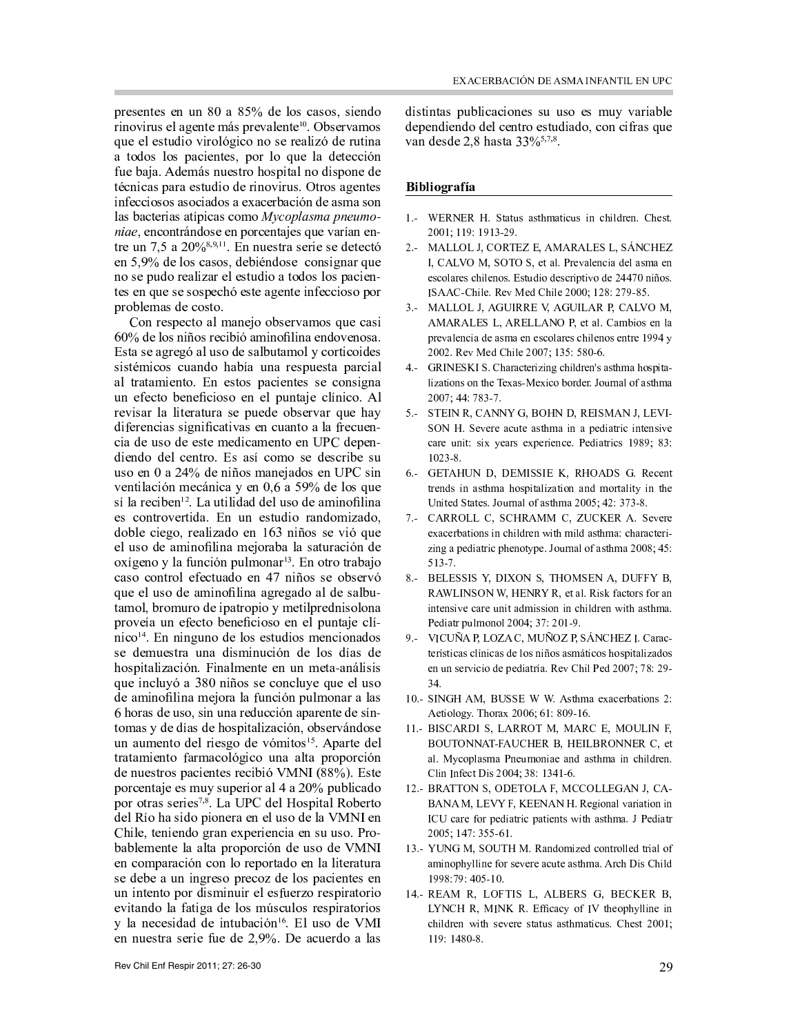presentes en un 80 a 85% de los casos, siendo rinovirus el agente más prevalente[10]. Observamos que el estudio virológico no se realizó de rutina a todos los pacientes, por lo que la detección fue baja. Además nuestro hospital no dispone de técnicas para estudio de rinovirus. Otros agentes infecciosos asociados a exacerbación de asma son las bacterias atípicas como *Mycoplasma pneumoniae*, encontrándose en porcentajes que varían entre un 7,5 a 20%[8,9,11]. En nuestra serie se detectó en 5,9% de los casos, debiéndose consignar que no se pudo realizar el estudio a todos los pacientes en que se sospechó este agente infeccioso por problemas de costo.

Con respecto al manejo observamos que casi 60% de los niños recibió aminofilina endovenosa. Esta se agregó al uso de salbutamol y corticoides sistémicos cuando había una respuesta parcial al tratamiento. En estos pacientes se consigna un efecto beneficioso en el puntaje clínico. Al revisar la literatura se puede observar que hay diferencias significativas en cuanto a la frecuencia de uso de este medicamento en UPC dependiendo del centro. Es así como se describe su uso en 0 a 24% de niños manejados en UPC sin ventilación mecánica y en 0,6 a 59% de los que sí la reciben[12]. La utilidad del uso de aminofilina es controvertida. En un estudio randomizado, doble ciego, realizado en 163 niños se vió que el uso de aminofilina mejoraba la saturación de oxígeno y la función pulmonar[13]. En otro trabajo caso control efectuado en 47 niños se observó que el uso de aminofilina agregado al de salbutamol, bromuro de ipatropio y metilprednisolona proveía un efecto beneficioso en el puntaje clínico[14]. En ninguno de los estudios mencionados se demuestra una disminución de los días de hospitalización. Finalmente en un meta-análisis que incluyó a 380 niños se concluye que el uso de aminofilina mejora la función pulmonar a las 6 horas de uso, sin una reducción aparente de síntomas y de días de hospitalización, observándose un aumento del riesgo de vómitos[15]. Aparte del tratamiento farmacológico una alta proporción de nuestros pacientes recibió VMNI (88%). Este porcentaje es muy superior al 4 a 20% publicado por otras series[7,8]. La UPC del Hospital Roberto del Río ha sido pionera en el uso de la VMNI en Chile, teniendo gran experiencia en su uso. Probablemente la alta proporción de uso de VMNI en comparación con lo reportado en la literatura se debe a un ingreso precoz de los pacientes en un intento por disminuir el esfuerzo respiratorio evitando la fatiga de los músculos respiratorios y la necesidad de intubación[16]. El uso de VMI en nuestra serie fue de 2,9%. De acuerdo a las distintas publicaciones su uso es muy variable dependiendo del centro estudiado, con cifras que van desde 2,8 hasta 33%[5,7,8].

## Bibliografía

1.- WERNER H. Status asthmaticus in children. Chest. 2001; 119: 1913-29.

2.- MALLOL J, CORTEZ E, AMARALES L, SÁNCHEZ I, CALVO M, SOTO S, et al. Prevalencia del asma en escolares chilenos. Estudio descriptivo de 24470 niños. ISAAC-Chile. Rev Med Chile 2000; 128: 279-85.

3.- MALLOL J, AGUIRRE V, AGUILAR P, CALVO M, AMARALES L, ARELLANO P, et al. Cambios en la prevalencia de asma en escolares chilenos entre 1994 y 2002. Rev Med Chile 2007; 135: 580-6.

4.- GRINESKI S. Characterizing children's asthma hospitalizations on the Texas-Mexico border. Journal of asthma 2007; 44: 783-7.

5.- STEIN R, CANNY G, BOHN D, REISMAN J, LEVISON H. Severe acute asthma in a pediatric intensive care unit: six years experience. Pediatrics 1989; 83: 1023-8.

6.- GETAHUN D, DEMISSIE K, RHOADS G. Recent trends in asthma hospitalization and mortality in the United States. Journal of asthma 2005; 42: 373-8.

7.- CARROLL C, SCHRAMM C, ZUCKER A. Severe exacerbations in children with mild asthma: characterizing a pediatric phenotype. Journal of asthma 2008; 45: 513-7.

8.- BELESSIS Y, DIXON S, THOMSEN A, DUFFY B, RAWLINSON W, HENRY R, et al. Risk factors for an intensive care unit admission in children with asthma. Pediatr pulmonol 2004; 37: 201-9.

9.- VICUÑA P, LOZA C, MUÑOZ P, SÁNCHEZ I. Características clínicas de los niños asmáticos hospitalizados en un servicio de pediatría. Rev Chil Ped 2007; 78: 29-34.

10.- SINGH AM, BUSSE W W. Asthma exacerbations 2: Aetiology. Thorax 2006; 61: 809-16.

11.- BISCARDI S, LARROT M, MARC E, MOULIN F, BOUTONNAT-FAUCHER B, HEILBRONNER C, et al. Mycoplasma Pneumoniae and asthma in children. Clin Infect Dis 2004; 38: 1341-6.

12.- BRATTON S, ODETOLA F, MCCOLLEGAN J, CABANA M, LEVY F, KEENAN H. Regional variation in ICU care for pediatric patients with asthma. J Pediatr 2005; 147: 355-61.

13.- YUNG M, SOUTH M. Randomized controlled trial of aminophylline for severe acute asthma. Arch Dis Child 1998:79: 405-10.

14.- REAM R, LOFTIS L, ALBERS G, BECKER B, LYNCH R, MINK R. Efficacy of IV theophylline in children with severe status asthmaticus. Chest 2001; 119: 1480-8.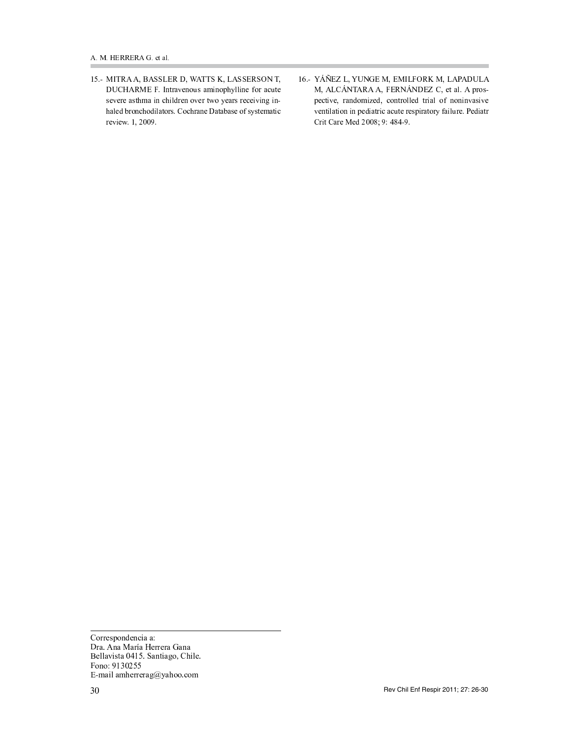15.- MITRA A, BASSLER D, WATTS K, LASSERSON T, DUCHARME F. Intravenous aminophylline for acute severe asthma in children over two years receiving inhaled bronchodilators. Cochrane Database of systematic review. 1, 2009.

16.- YÁÑEZ L, YUNGE M, EMILFORK M, LAPADULA M, ALCÁNTARA A, FERNÁNDEZ C, et al. A prospective, randomized, controlled trial of noninvasive ventilation in pediatric acute respiratory failure. Pediatr Crit Care Med 2008; 9: 484-9.

Correspondencia a:
Dra. Ana María Herrera Gana
Bellavista 0415. Santiago, Chile.
Fono: 9130255
E-mail amherrerag@yahoo.com